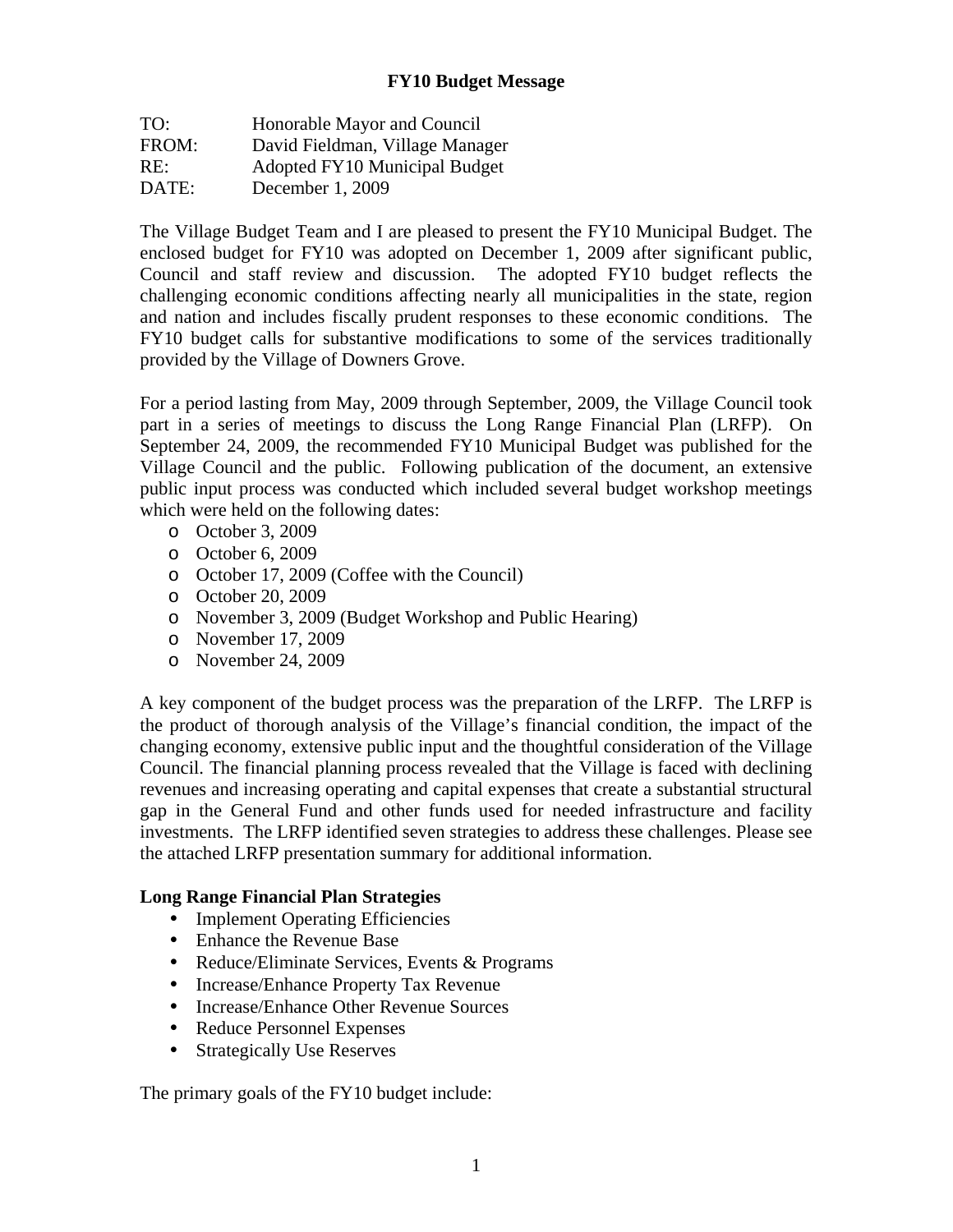# FY10 Budget Message

TO: Honorable Mayor and Council
FROM: David Fieldman, Village Manager
RE: Adopted FY10 Municipal Budget
DATE: December 1, 2009

The Village Budget Team and I are pleased to present the FY10 Municipal Budget. The enclosed budget for FY10 was adopted on December 1, 2009 after significant public, Council and staff review and discussion. The adopted FY10 budget reflects the challenging economic conditions affecting nearly all municipalities in the state, region and nation and includes fiscally prudent responses to these economic conditions. The FY10 budget calls for substantive modifications to some of the services traditionally provided by the Village of Downers Grove.

For a period lasting from May, 2009 through September, 2009, the Village Council took part in a series of meetings to discuss the Long Range Financial Plan (LRFP). On September 24, 2009, the recommended FY10 Municipal Budget was published for the Village Council and the public. Following publication of the document, an extensive public input process was conducted which included several budget workshop meetings which were held on the following dates:

- October 3, 2009
- October 6, 2009
- October 17, 2009 (Coffee with the Council)
- October 20, 2009
- November 3, 2009 (Budget Workshop and Public Hearing)
- November 17, 2009
- November 24, 2009

A key component of the budget process was the preparation of the LRFP. The LRFP is the product of thorough analysis of the Village's financial condition, the impact of the changing economy, extensive public input and the thoughtful consideration of the Village Council. The financial planning process revealed that the Village is faced with declining revenues and increasing operating and capital expenses that create a substantial structural gap in the General Fund and other funds used for needed infrastructure and facility investments. The LRFP identified seven strategies to address these challenges. Please see the attached LRFP presentation summary for additional information.

**Long Range Financial Plan Strategies**

- Implement Operating Efficiencies
- Enhance the Revenue Base
- Reduce/Eliminate Services, Events & Programs
- Increase/Enhance Property Tax Revenue
- Increase/Enhance Other Revenue Sources
- Reduce Personnel Expenses
- Strategically Use Reserves

The primary goals of the FY10 budget include: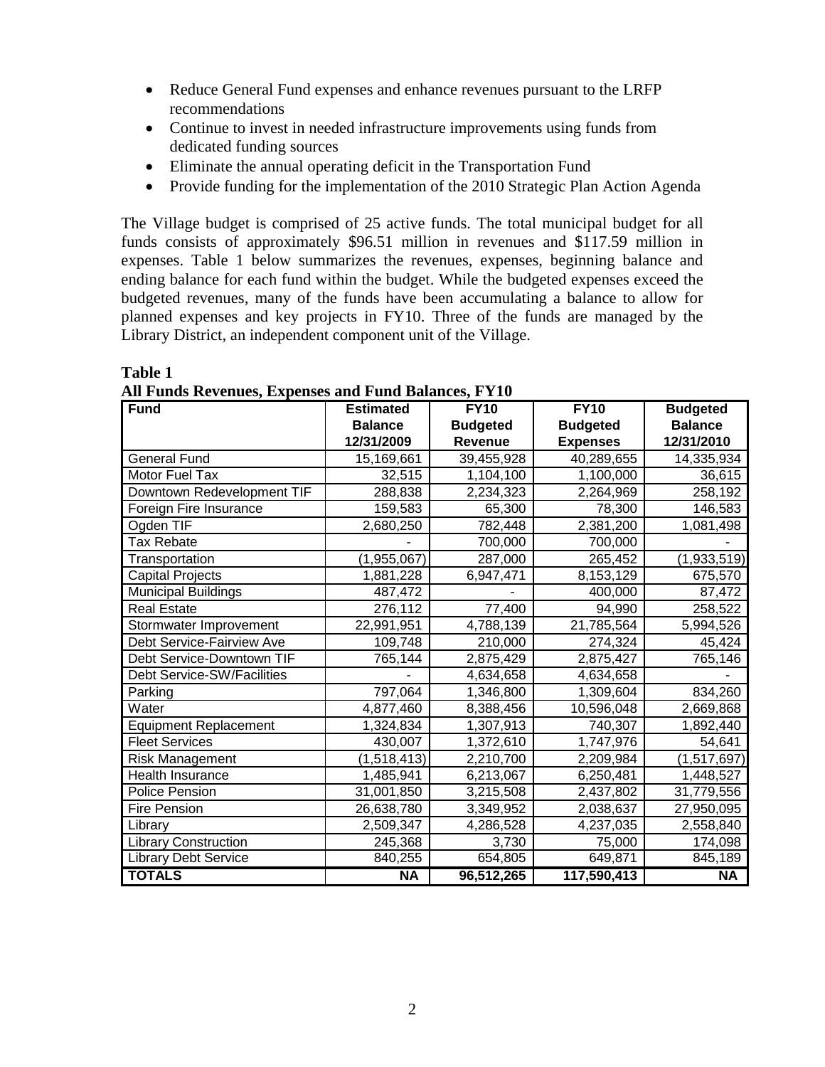- Reduce General Fund expenses and enhance revenues pursuant to the LRFP recommendations
- Continue to invest in needed infrastructure improvements using funds from dedicated funding sources
- Eliminate the annual operating deficit in the Transportation Fund
- Provide funding for the implementation of the 2010 Strategic Plan Action Agenda

The Village budget is comprised of 25 active funds. The total municipal budget for all funds consists of approximately $96.51 million in revenues and $117.59 million in expenses. Table 1 below summarizes the revenues, expenses, beginning balance and ending balance for each fund within the budget. While the budgeted expenses exceed the budgeted revenues, many of the funds have been accumulating a balance to allow for planned expenses and key projects in FY10. Three of the funds are managed by the Library District, an independent component unit of the Village.

**Table 1**
**All Funds Revenues, Expenses and Fund Balances, FY10**

| Fund | Estimated Balance 12/31/2009 | FY10 Budgeted Revenue | FY10 Budgeted Expenses | Budgeted Balance 12/31/2010 |
|---|---|---|---|---|
| General Fund | 15,169,661 | 39,455,928 | 40,289,655 | 14,335,934 |
| Motor Fuel Tax | 32,515 | 1,104,100 | 1,100,000 | 36,615 |
| Downtown Redevelopment TIF | 288,838 | 2,234,323 | 2,264,969 | 258,192 |
| Foreign Fire Insurance | 159,583 | 65,300 | 78,300 | 146,583 |
| Ogden TIF | 2,680,250 | 782,448 | 2,381,200 | 1,081,498 |
| Tax Rebate | - | 700,000 | 700,000 | - |
| Transportation | (1,955,067) | 287,000 | 265,452 | (1,933,519) |
| Capital Projects | 1,881,228 | 6,947,471 | 8,153,129 | 675,570 |
| Municipal Buildings | 487,472 | - | 400,000 | 87,472 |
| Real Estate | 276,112 | 77,400 | 94,990 | 258,522 |
| Stormwater Improvement | 22,991,951 | 4,788,139 | 21,785,564 | 5,994,526 |
| Debt Service-Fairview Ave | 109,748 | 210,000 | 274,324 | 45,424 |
| Debt Service-Downtown TIF | 765,144 | 2,875,429 | 2,875,427 | 765,146 |
| Debt Service-SW/Facilities | - | 4,634,658 | 4,634,658 | - |
| Parking | 797,064 | 1,346,800 | 1,309,604 | 834,260 |
| Water | 4,877,460 | 8,388,456 | 10,596,048 | 2,669,868 |
| Equipment Replacement | 1,324,834 | 1,307,913 | 740,307 | 1,892,440 |
| Fleet Services | 430,007 | 1,372,610 | 1,747,976 | 54,641 |
| Risk Management | (1,518,413) | 2,210,700 | 2,209,984 | (1,517,697) |
| Health Insurance | 1,485,941 | 6,213,067 | 6,250,481 | 1,448,527 |
| Police Pension | 31,001,850 | 3,215,508 | 2,437,802 | 31,779,556 |
| Fire Pension | 26,638,780 | 3,349,952 | 2,038,637 | 27,950,095 |
| Library | 2,509,347 | 4,286,528 | 4,237,035 | 2,558,840 |
| Library Construction | 245,368 | 3,730 | 75,000 | 174,098 |
| Library Debt Service | 840,255 | 654,805 | 649,871 | 845,189 |
| **TOTALS** | **NA** | **96,512,265** | **117,590,413** | **NA** |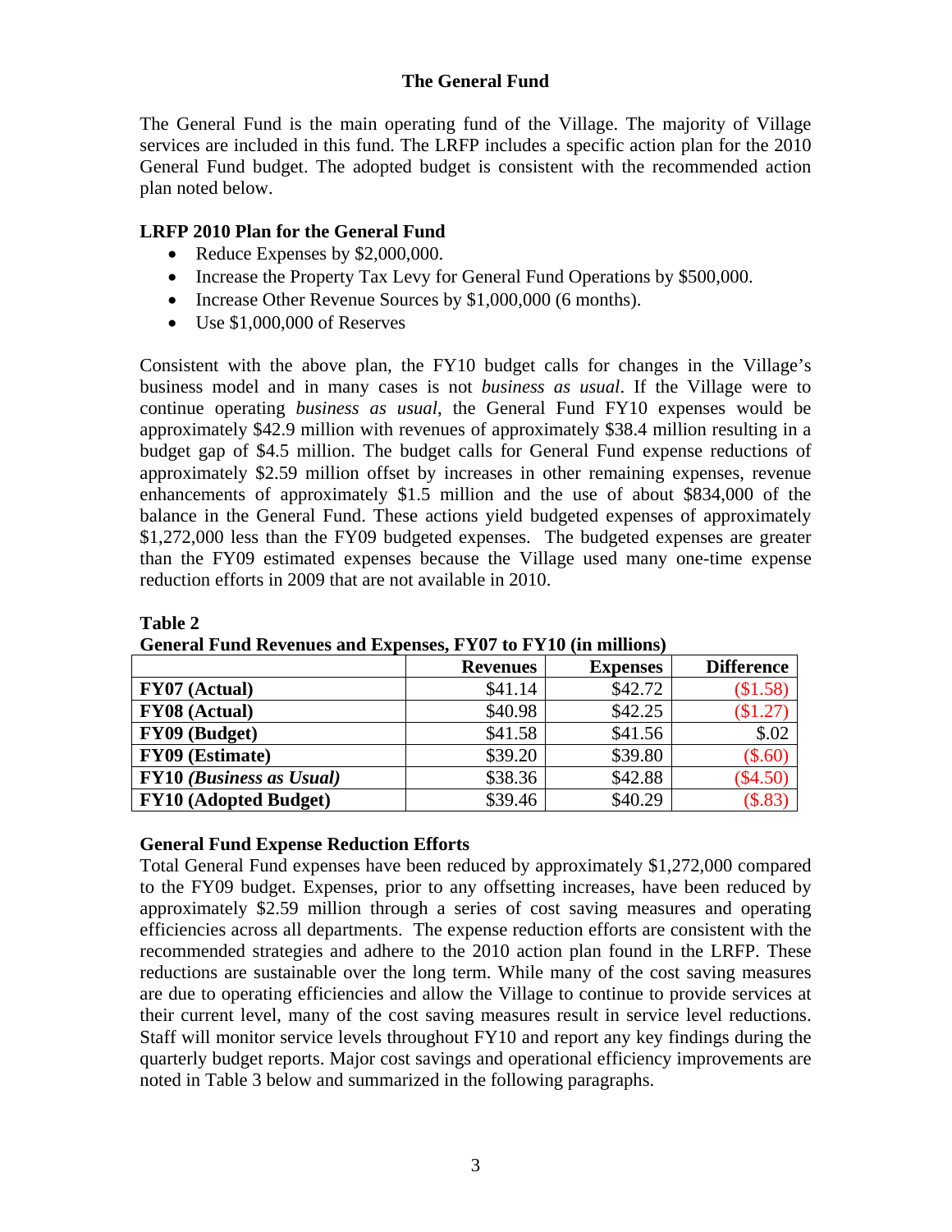# The General Fund

The General Fund is the main operating fund of the Village. The majority of Village services are included in this fund. The LRFP includes a specific action plan for the 2010 General Fund budget. The adopted budget is consistent with the recommended action plan noted below.

### LRFP 2010 Plan for the General Fund

- Reduce Expenses by $2,000,000.
- Increase the Property Tax Levy for General Fund Operations by $500,000.
- Increase Other Revenue Sources by $1,000,000 (6 months).
- Use $1,000,000 of Reserves

Consistent with the above plan, the FY10 budget calls for changes in the Village's business model and in many cases is not *business as usual*. If the Village were to continue operating *business as usual*, the General Fund FY10 expenses would be approximately $42.9 million with revenues of approximately $38.4 million resulting in a budget gap of $4.5 million. The budget calls for General Fund expense reductions of approximately $2.59 million offset by increases in other remaining expenses, revenue enhancements of approximately $1.5 million and the use of about $834,000 of the balance in the General Fund. These actions yield budgeted expenses of approximately $1,272,000 less than the FY09 budgeted expenses. The budgeted expenses are greater than the FY09 estimated expenses because the Village used many one-time expense reduction efforts in 2009 that are not available in 2010.

**Table 2**
**General Fund Revenues and Expenses, FY07 to FY10 (in millions)**

| | Revenues | Expenses | Difference |
|---|---|---|---|
| **FY07 (Actual)** | $41.14 | $42.72 | ($1.58) |
| **FY08 (Actual)** | $40.98 | $42.25 | ($1.27) |
| **FY09 (Budget)** | $41.58 | $41.56 | $.02 |
| **FY09 (Estimate)** | $39.20 | $39.80 | ($.60) |
| **FY10 *(Business as Usual)*** | $38.36 | $42.88 | ($4.50) |
| **FY10 (Adopted Budget)** | $39.46 | $40.29 | ($.83) |

### General Fund Expense Reduction Efforts

Total General Fund expenses have been reduced by approximately $1,272,000 compared to the FY09 budget. Expenses, prior to any offsetting increases, have been reduced by approximately $2.59 million through a series of cost saving measures and operating efficiencies across all departments. The expense reduction efforts are consistent with the recommended strategies and adhere to the 2010 action plan found in the LRFP. These reductions are sustainable over the long term. While many of the cost saving measures are due to operating efficiencies and allow the Village to continue to provide services at their current level, many of the cost saving measures result in service level reductions. Staff will monitor service levels throughout FY10 and report any key findings during the quarterly budget reports. Major cost savings and operational efficiency improvements are noted in Table 3 below and summarized in the following paragraphs.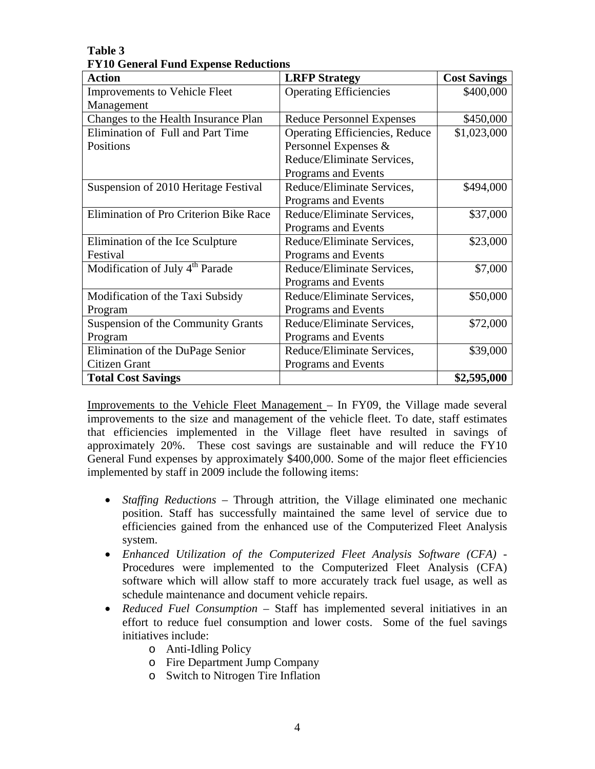**Table 3**
**FY10 General Fund Expense Reductions**

| Action | LRFP Strategy | Cost Savings |
|---|---|---|
| Improvements to Vehicle Fleet Management | Operating Efficiencies | \$400,000 |
| Changes to the Health Insurance Plan | Reduce Personnel Expenses | \$450,000 |
| Elimination of Full and Part Time Positions | Operating Efficiencies, Reduce Personnel Expenses & Reduce/Eliminate Services, Programs and Events | \$1,023,000 |
| Suspension of 2010 Heritage Festival | Reduce/Eliminate Services, Programs and Events | \$494,000 |
| Elimination of Pro Criterion Bike Race | Reduce/Eliminate Services, Programs and Events | \$37,000 |
| Elimination of the Ice Sculpture Festival | Reduce/Eliminate Services, Programs and Events | \$23,000 |
| Modification of July 4th Parade | Reduce/Eliminate Services, Programs and Events | \$7,000 |
| Modification of the Taxi Subsidy Program | Reduce/Eliminate Services, Programs and Events | \$50,000 |
| Suspension of the Community Grants Program | Reduce/Eliminate Services, Programs and Events | \$72,000 |
| Elimination of the DuPage Senior Citizen Grant | Reduce/Eliminate Services, Programs and Events | \$39,000 |
| **Total Cost Savings** | | **\$2,595,000** |

<u>Improvements to the Vehicle Fleet Management</u> – In FY09, the Village made several improvements to the size and management of the vehicle fleet. To date, staff estimates that efficiencies implemented in the Village fleet have resulted in savings of approximately 20%. These cost savings are sustainable and will reduce the FY10 General Fund expenses by approximately \$400,000. Some of the major fleet efficiencies implemented by staff in 2009 include the following items:

- *Staffing Reductions* – Through attrition, the Village eliminated one mechanic position. Staff has successfully maintained the same level of service due to efficiencies gained from the enhanced use of the Computerized Fleet Analysis system.
- *Enhanced Utilization of the Computerized Fleet Analysis Software (CFA)* - Procedures were implemented to the Computerized Fleet Analysis (CFA) software which will allow staff to more accurately track fuel usage, as well as schedule maintenance and document vehicle repairs.
- *Reduced Fuel Consumption* – Staff has implemented several initiatives in an effort to reduce fuel consumption and lower costs. Some of the fuel savings initiatives include:
  - Anti-Idling Policy
  - Fire Department Jump Company
  - Switch to Nitrogen Tire Inflation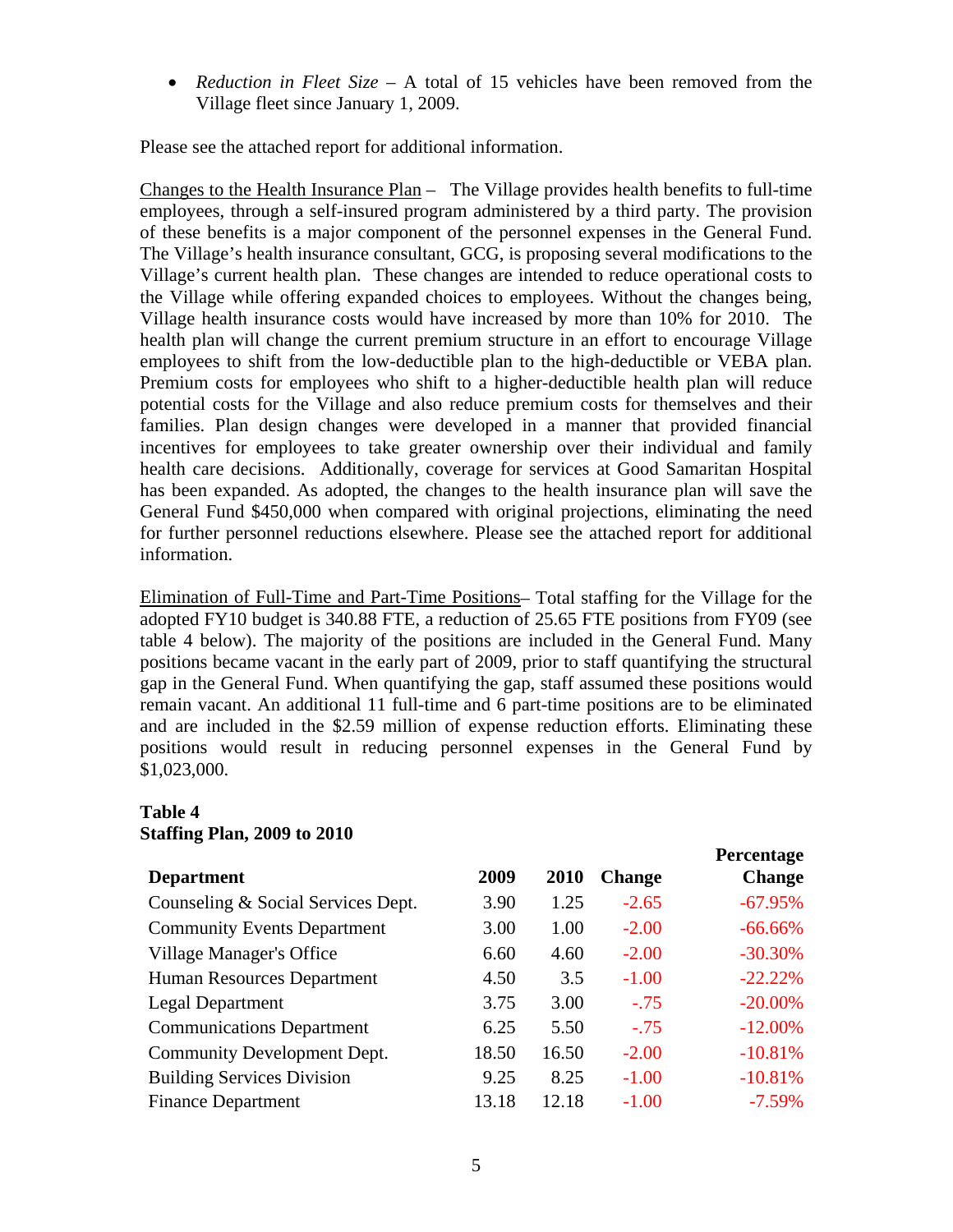- *Reduction in Fleet Size* – A total of 15 vehicles have been removed from the Village fleet since January 1, 2009.

Please see the attached report for additional information.

Changes to the Health Insurance Plan – The Village provides health benefits to full-time employees, through a self-insured program administered by a third party. The provision of these benefits is a major component of the personnel expenses in the General Fund. The Village's health insurance consultant, GCG, is proposing several modifications to the Village's current health plan. These changes are intended to reduce operational costs to the Village while offering expanded choices to employees. Without the changes being, Village health insurance costs would have increased by more than 10% for 2010. The health plan will change the current premium structure in an effort to encourage Village employees to shift from the low-deductible plan to the high-deductible or VEBA plan. Premium costs for employees who shift to a higher-deductible health plan will reduce potential costs for the Village and also reduce premium costs for themselves and their families. Plan design changes were developed in a manner that provided financial incentives for employees to take greater ownership over their individual and family health care decisions. Additionally, coverage for services at Good Samaritan Hospital has been expanded. As adopted, the changes to the health insurance plan will save the General Fund $450,000 when compared with original projections, eliminating the need for further personnel reductions elsewhere. Please see the attached report for additional information.

Elimination of Full-Time and Part-Time Positions– Total staffing for the Village for the adopted FY10 budget is 340.88 FTE, a reduction of 25.65 FTE positions from FY09 (see table 4 below). The majority of the positions are included in the General Fund. Many positions became vacant in the early part of 2009, prior to staff quantifying the structural gap in the General Fund. When quantifying the gap, staff assumed these positions would remain vacant. An additional 11 full-time and 6 part-time positions are to be eliminated and are included in the $2.59 million of expense reduction efforts. Eliminating these positions would result in reducing personnel expenses in the General Fund by $1,023,000.

**Table 4**
**Staffing Plan, 2009 to 2010**

| Department | 2009 | 2010 | Change | Percentage Change |
|---|---|---|---|---|
| Counseling & Social Services Dept. | 3.90 | 1.25 | -2.65 | -67.95% |
| Community Events Department | 3.00 | 1.00 | -2.00 | -66.66% |
| Village Manager's Office | 6.60 | 4.60 | -2.00 | -30.30% |
| Human Resources Department | 4.50 | 3.5 | -1.00 | -22.22% |
| Legal Department | 3.75 | 3.00 | -.75 | -20.00% |
| Communications Department | 6.25 | 5.50 | -.75 | -12.00% |
| Community Development Dept. | 18.50 | 16.50 | -2.00 | -10.81% |
| Building Services Division | 9.25 | 8.25 | -1.00 | -10.81% |
| Finance Department | 13.18 | 12.18 | -1.00 | -7.59% |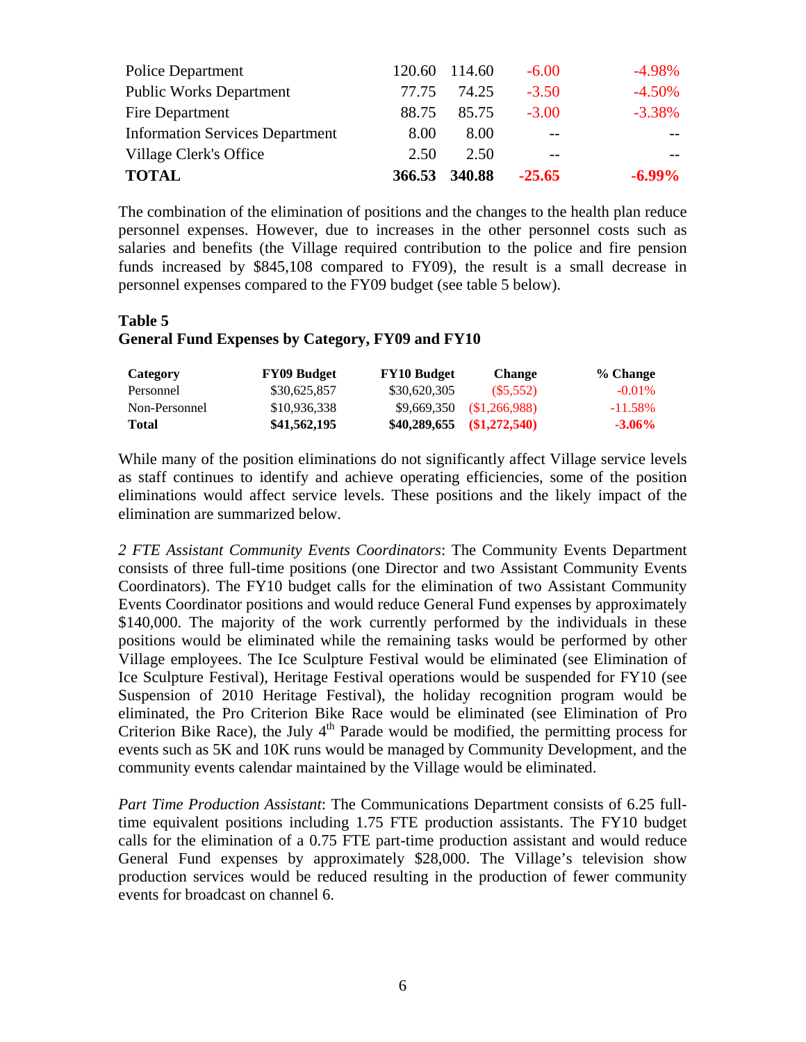| | | | | |
|---|---|---|---|---|
| Police Department | 120.60 | 114.60 | -6.00 | -4.98% |
| Public Works Department | 77.75 | 74.25 | -3.50 | -4.50% |
| Fire Department | 88.75 | 85.75 | -3.00 | -3.38% |
| Information Services Department | 8.00 | 8.00 | -- | -- |
| Village Clerk's Office | 2.50 | 2.50 | -- | -- |
| **TOTAL** | **366.53** | **340.88** | **-25.65** | **-6.99%** |

The combination of the elimination of positions and the changes to the health plan reduce personnel expenses. However, due to increases in the other personnel costs such as salaries and benefits (the Village required contribution to the police and fire pension funds increased by $845,108 compared to FY09), the result is a small decrease in personnel expenses compared to the FY09 budget (see table 5 below).

**Table 5**
**General Fund Expenses by Category, FY09 and FY10**

| Category | FY09 Budget | FY10 Budget | Change | % Change |
|---|---|---|---|---|
| Personnel | $30,625,857 | $30,620,305 | ($5,552) | -0.01% |
| Non-Personnel | $10,936,338 | $9,669,350 | ($1,266,988) | -11.58% |
| **Total** | **$41,562,195** | **$40,289,655** | **($1,272,540)** | **-3.06%** |

While many of the position eliminations do not significantly affect Village service levels as staff continues to identify and achieve operating efficiencies, some of the position eliminations would affect service levels. These positions and the likely impact of the elimination are summarized below.

*2 FTE Assistant Community Events Coordinators*: The Community Events Department consists of three full-time positions (one Director and two Assistant Community Events Coordinators). The FY10 budget calls for the elimination of two Assistant Community Events Coordinator positions and would reduce General Fund expenses by approximately $140,000. The majority of the work currently performed by the individuals in these positions would be eliminated while the remaining tasks would be performed by other Village employees. The Ice Sculpture Festival would be eliminated (see Elimination of Ice Sculpture Festival), Heritage Festival operations would be suspended for FY10 (see Suspension of 2010 Heritage Festival), the holiday recognition program would be eliminated, the Pro Criterion Bike Race would be eliminated (see Elimination of Pro Criterion Bike Race), the July 4th Parade would be modified, the permitting process for events such as 5K and 10K runs would be managed by Community Development, and the community events calendar maintained by the Village would be eliminated.

*Part Time Production Assistant*: The Communications Department consists of 6.25 full-time equivalent positions including 1.75 FTE production assistants. The FY10 budget calls for the elimination of a 0.75 FTE part-time production assistant and would reduce General Fund expenses by approximately $28,000. The Village's television show production services would be reduced resulting in the production of fewer community events for broadcast on channel 6.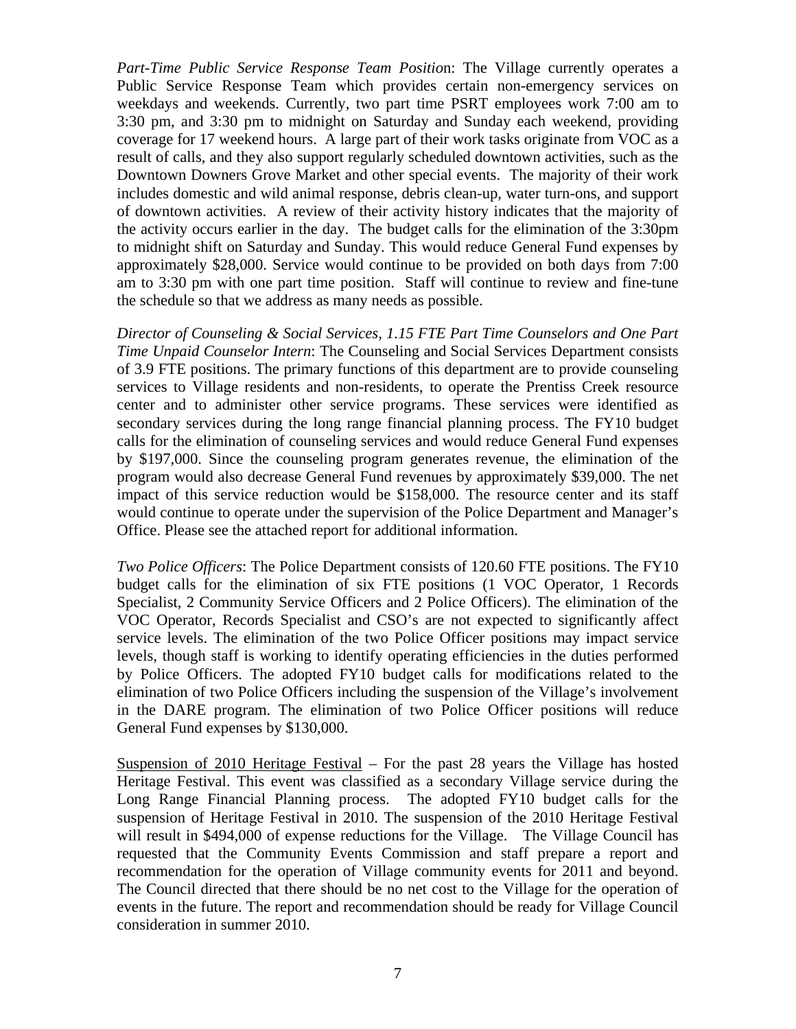*Part-Time Public Service Response Team Position*: The Village currently operates a Public Service Response Team which provides certain non-emergency services on weekdays and weekends. Currently, two part time PSRT employees work 7:00 am to 3:30 pm, and 3:30 pm to midnight on Saturday and Sunday each weekend, providing coverage for 17 weekend hours. A large part of their work tasks originate from VOC as a result of calls, and they also support regularly scheduled downtown activities, such as the Downtown Downers Grove Market and other special events. The majority of their work includes domestic and wild animal response, debris clean-up, water turn-ons, and support of downtown activities. A review of their activity history indicates that the majority of the activity occurs earlier in the day. The budget calls for the elimination of the 3:30pm to midnight shift on Saturday and Sunday. This would reduce General Fund expenses by approximately $28,000. Service would continue to be provided on both days from 7:00 am to 3:30 pm with one part time position. Staff will continue to review and fine-tune the schedule so that we address as many needs as possible.

*Director of Counseling & Social Services, 1.15 FTE Part Time Counselors and One Part Time Unpaid Counselor Intern*: The Counseling and Social Services Department consists of 3.9 FTE positions. The primary functions of this department are to provide counseling services to Village residents and non-residents, to operate the Prentiss Creek resource center and to administer other service programs. These services were identified as secondary services during the long range financial planning process. The FY10 budget calls for the elimination of counseling services and would reduce General Fund expenses by $197,000. Since the counseling program generates revenue, the elimination of the program would also decrease General Fund revenues by approximately $39,000. The net impact of this service reduction would be $158,000. The resource center and its staff would continue to operate under the supervision of the Police Department and Manager's Office. Please see the attached report for additional information.

*Two Police Officers*: The Police Department consists of 120.60 FTE positions. The FY10 budget calls for the elimination of six FTE positions (1 VOC Operator, 1 Records Specialist, 2 Community Service Officers and 2 Police Officers). The elimination of the VOC Operator, Records Specialist and CSO's are not expected to significantly affect service levels. The elimination of the two Police Officer positions may impact service levels, though staff is working to identify operating efficiencies in the duties performed by Police Officers. The adopted FY10 budget calls for modifications related to the elimination of two Police Officers including the suspension of the Village's involvement in the DARE program. The elimination of two Police Officer positions will reduce General Fund expenses by $130,000.

<u>Suspension of 2010 Heritage Festival</u> – For the past 28 years the Village has hosted Heritage Festival. This event was classified as a secondary Village service during the Long Range Financial Planning process. The adopted FY10 budget calls for the suspension of Heritage Festival in 2010. The suspension of the 2010 Heritage Festival will result in $494,000 of expense reductions for the Village. The Village Council has requested that the Community Events Commission and staff prepare a report and recommendation for the operation of Village community events for 2011 and beyond. The Council directed that there should be no net cost to the Village for the operation of events in the future. The report and recommendation should be ready for Village Council consideration in summer 2010.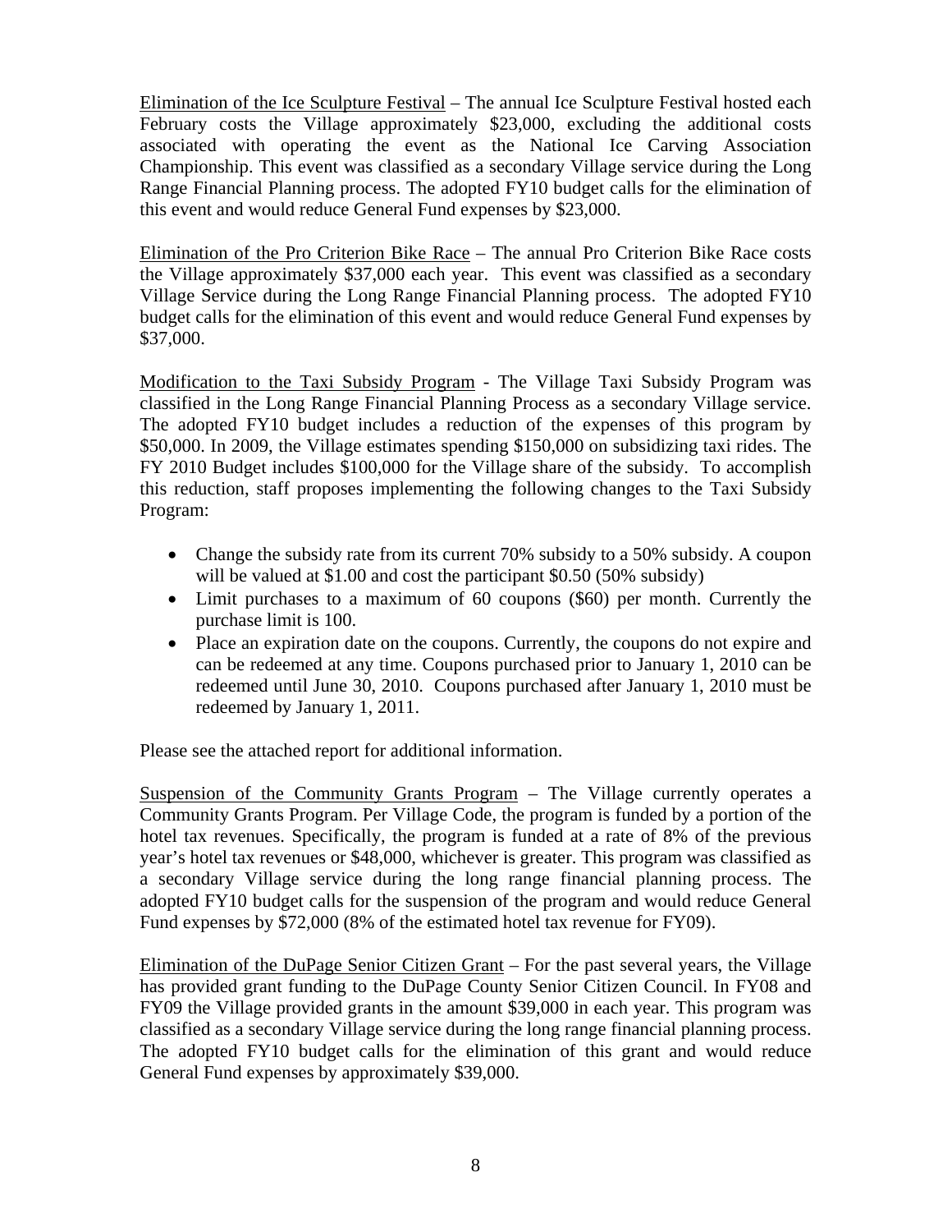<u>Elimination of the Ice Sculpture Festival</u> – The annual Ice Sculpture Festival hosted each February costs the Village approximately $23,000, excluding the additional costs associated with operating the event as the National Ice Carving Association Championship. This event was classified as a secondary Village service during the Long Range Financial Planning process. The adopted FY10 budget calls for the elimination of this event and would reduce General Fund expenses by $23,000.

<u>Elimination of the Pro Criterion Bike Race</u> – The annual Pro Criterion Bike Race costs the Village approximately $37,000 each year. This event was classified as a secondary Village Service during the Long Range Financial Planning process. The adopted FY10 budget calls for the elimination of this event and would reduce General Fund expenses by $37,000.

<u>Modification to the Taxi Subsidy Program</u> - The Village Taxi Subsidy Program was classified in the Long Range Financial Planning Process as a secondary Village service. The adopted FY10 budget includes a reduction of the expenses of this program by $50,000. In 2009, the Village estimates spending $150,000 on subsidizing taxi rides. The FY 2010 Budget includes $100,000 for the Village share of the subsidy. To accomplish this reduction, staff proposes implementing the following changes to the Taxi Subsidy Program:

- Change the subsidy rate from its current 70% subsidy to a 50% subsidy. A coupon will be valued at $1.00 and cost the participant $0.50 (50% subsidy)
- Limit purchases to a maximum of 60 coupons ($60) per month. Currently the purchase limit is 100.
- Place an expiration date on the coupons. Currently, the coupons do not expire and can be redeemed at any time. Coupons purchased prior to January 1, 2010 can be redeemed until June 30, 2010. Coupons purchased after January 1, 2010 must be redeemed by January 1, 2011.

Please see the attached report for additional information.

<u>Suspension of the Community Grants Program</u> – The Village currently operates a Community Grants Program. Per Village Code, the program is funded by a portion of the hotel tax revenues. Specifically, the program is funded at a rate of 8% of the previous year's hotel tax revenues or $48,000, whichever is greater. This program was classified as a secondary Village service during the long range financial planning process. The adopted FY10 budget calls for the suspension of the program and would reduce General Fund expenses by $72,000 (8% of the estimated hotel tax revenue for FY09).

<u>Elimination of the DuPage Senior Citizen Grant</u> – For the past several years, the Village has provided grant funding to the DuPage County Senior Citizen Council. In FY08 and FY09 the Village provided grants in the amount $39,000 in each year. This program was classified as a secondary Village service during the long range financial planning process. The adopted FY10 budget calls for the elimination of this grant and would reduce General Fund expenses by approximately $39,000.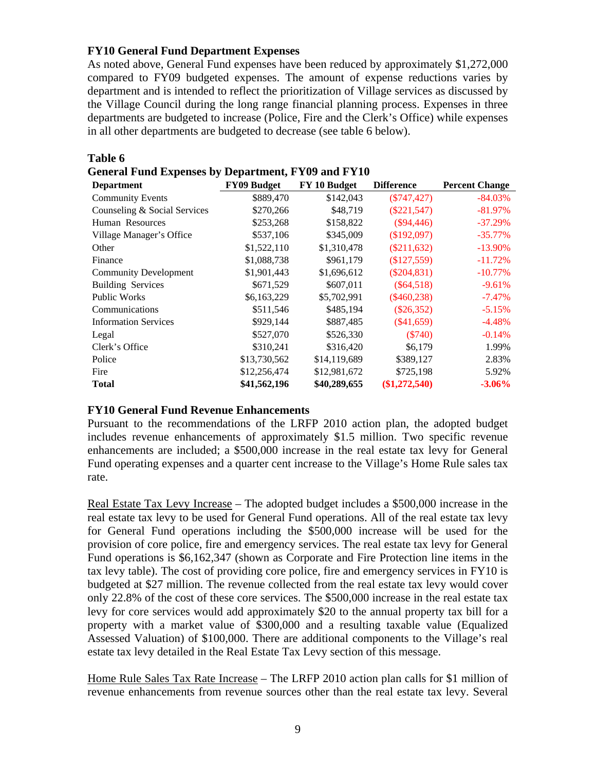### FY10 General Fund Department Expenses

As noted above, General Fund expenses have been reduced by approximately $1,272,000 compared to FY09 budgeted expenses. The amount of expense reductions varies by department and is intended to reflect the prioritization of Village services as discussed by the Village Council during the long range financial planning process. Expenses in three departments are budgeted to increase (Police, Fire and the Clerk's Office) while expenses in all other departments are budgeted to decrease (see table 6 below).

**Table 6**
**General Fund Expenses by Department, FY09 and FY10**

| Department | FY09 Budget | FY 10 Budget | Difference | Percent Change |
|---|---|---|---|---|
| Community Events | $889,470 | $142,043 | ($747,427) | -84.03% |
| Counseling & Social Services | $270,266 | $48,719 | ($221,547) | -81.97% |
| Human Resources | $253,268 | $158,822 | ($94,446) | -37.29% |
| Village Manager's Office | $537,106 | $345,009 | ($192,097) | -35.77% |
| Other | $1,522,110 | $1,310,478 | ($211,632) | -13.90% |
| Finance | $1,088,738 | $961,179 | ($127,559) | -11.72% |
| Community Development | $1,901,443 | $1,696,612 | ($204,831) | -10.77% |
| Building Services | $671,529 | $607,011 | ($64,518) | -9.61% |
| Public Works | $6,163,229 | $5,702,991 | ($460,238) | -7.47% |
| Communications | $511,546 | $485,194 | ($26,352) | -5.15% |
| Information Services | $929,144 | $887,485 | ($41,659) | -4.48% |
| Legal | $527,070 | $526,330 | ($740) | -0.14% |
| Clerk's Office | $310,241 | $316,420 | $6,179 | 1.99% |
| Police | $13,730,562 | $14,119,689 | $389,127 | 2.83% |
| Fire | $12,256,474 | $12,981,672 | $725,198 | 5.92% |
| **Total** | **$41,562,196** | **$40,289,655** | **($1,272,540)** | **-3.06%** |

### FY10 General Fund Revenue Enhancements

Pursuant to the recommendations of the LRFP 2010 action plan, the adopted budget includes revenue enhancements of approximately $1.5 million. Two specific revenue enhancements are included; a $500,000 increase in the real estate tax levy for General Fund operating expenses and a quarter cent increase to the Village's Home Rule sales tax rate.

Real Estate Tax Levy Increase – The adopted budget includes a $500,000 increase in the real estate tax levy to be used for General Fund operations. All of the real estate tax levy for General Fund operations including the $500,000 increase will be used for the provision of core police, fire and emergency services. The real estate tax levy for General Fund operations is $6,162,347 (shown as Corporate and Fire Protection line items in the tax levy table). The cost of providing core police, fire and emergency services in FY10 is budgeted at $27 million. The revenue collected from the real estate tax levy would cover only 22.8% of the cost of these core services. The $500,000 increase in the real estate tax levy for core services would add approximately $20 to the annual property tax bill for a property with a market value of $300,000 and a resulting taxable value (Equalized Assessed Valuation) of $100,000. There are additional components to the Village's real estate tax levy detailed in the Real Estate Tax Levy section of this message.

Home Rule Sales Tax Rate Increase – The LRFP 2010 action plan calls for $1 million of revenue enhancements from revenue sources other than the real estate tax levy. Several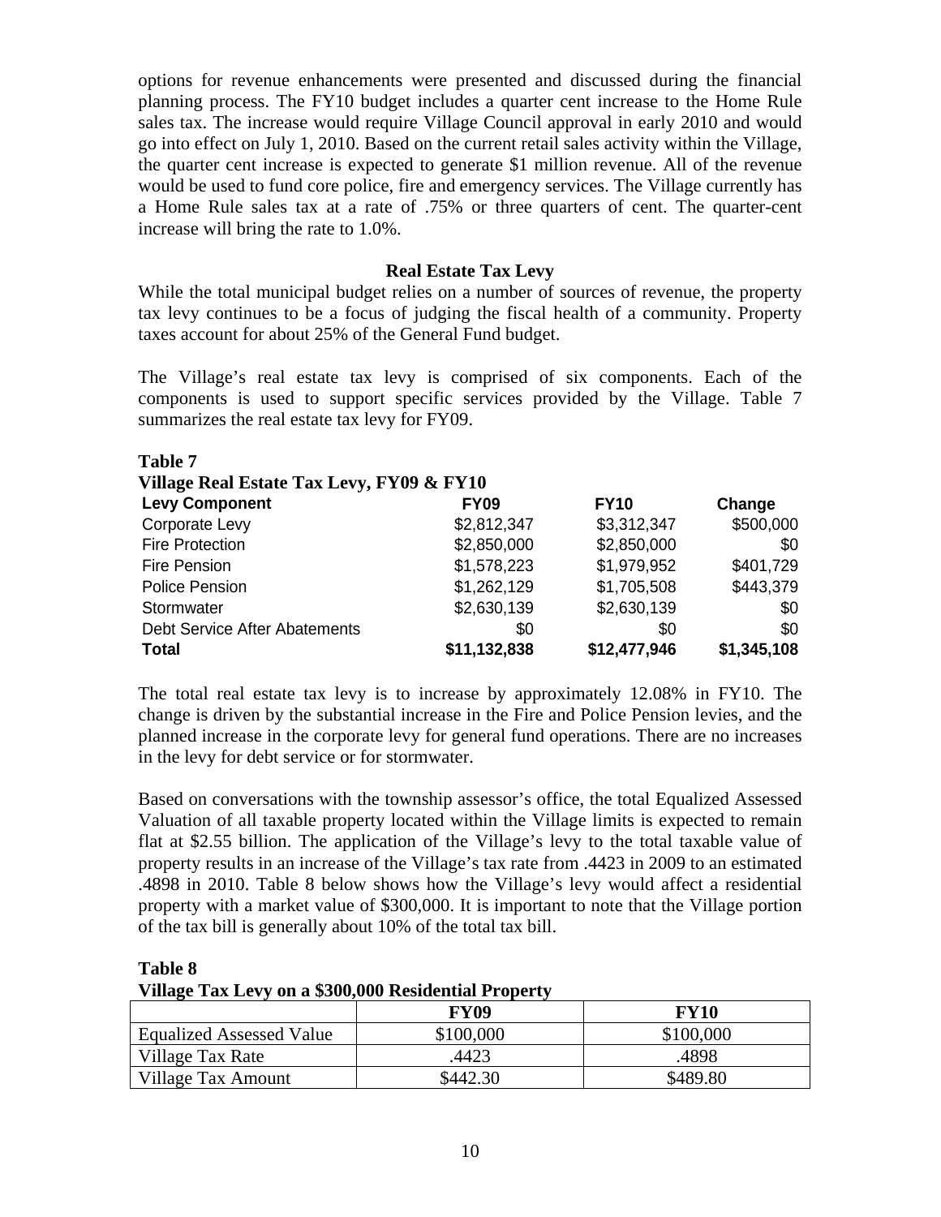options for revenue enhancements were presented and discussed during the financial planning process. The FY10 budget includes a quarter cent increase to the Home Rule sales tax. The increase would require Village Council approval in early 2010 and would go into effect on July 1, 2010. Based on the current retail sales activity within the Village, the quarter cent increase is expected to generate $1 million revenue. All of the revenue would be used to fund core police, fire and emergency services. The Village currently has a Home Rule sales tax at a rate of .75% or three quarters of cent. The quarter-cent increase will bring the rate to 1.0%.

### Real Estate Tax Levy

While the total municipal budget relies on a number of sources of revenue, the property tax levy continues to be a focus of judging the fiscal health of a community. Property taxes account for about 25% of the General Fund budget.

The Village's real estate tax levy is comprised of six components. Each of the components is used to support specific services provided by the Village. Table 7 summarizes the real estate tax levy for FY09.

**Table 7**
**Village Real Estate Tax Levy, FY09 & FY10**

| Levy Component | FY09 | FY10 | Change |
|---|---|---|---|
| Corporate Levy | $2,812,347 | $3,312,347 | $500,000 |
| Fire Protection | $2,850,000 | $2,850,000 | $0 |
| Fire Pension | $1,578,223 | $1,979,952 | $401,729 |
| Police Pension | $1,262,129 | $1,705,508 | $443,379 |
| Stormwater | $2,630,139 | $2,630,139 | $0 |
| Debt Service After Abatements | $0 | $0 | $0 |
| **Total** | **$11,132,838** | **$12,477,946** | **$1,345,108** |

The total real estate tax levy is to increase by approximately 12.08% in FY10. The change is driven by the substantial increase in the Fire and Police Pension levies, and the planned increase in the corporate levy for general fund operations. There are no increases in the levy for debt service or for stormwater.

Based on conversations with the township assessor's office, the total Equalized Assessed Valuation of all taxable property located within the Village limits is expected to remain flat at $2.55 billion. The application of the Village's levy to the total taxable value of property results in an increase of the Village's tax rate from .4423 in 2009 to an estimated .4898 in 2010. Table 8 below shows how the Village's levy would affect a residential property with a market value of $300,000. It is important to note that the Village portion of the tax bill is generally about 10% of the total tax bill.

**Table 8**
**Village Tax Levy on a $300,000 Residential Property**

| | FY09 | FY10 |
|---|---|---|
| Equalized Assessed Value | $100,000 | $100,000 |
| Village Tax Rate | .4423 | .4898 |
| Village Tax Amount | $442.30 | $489.80 |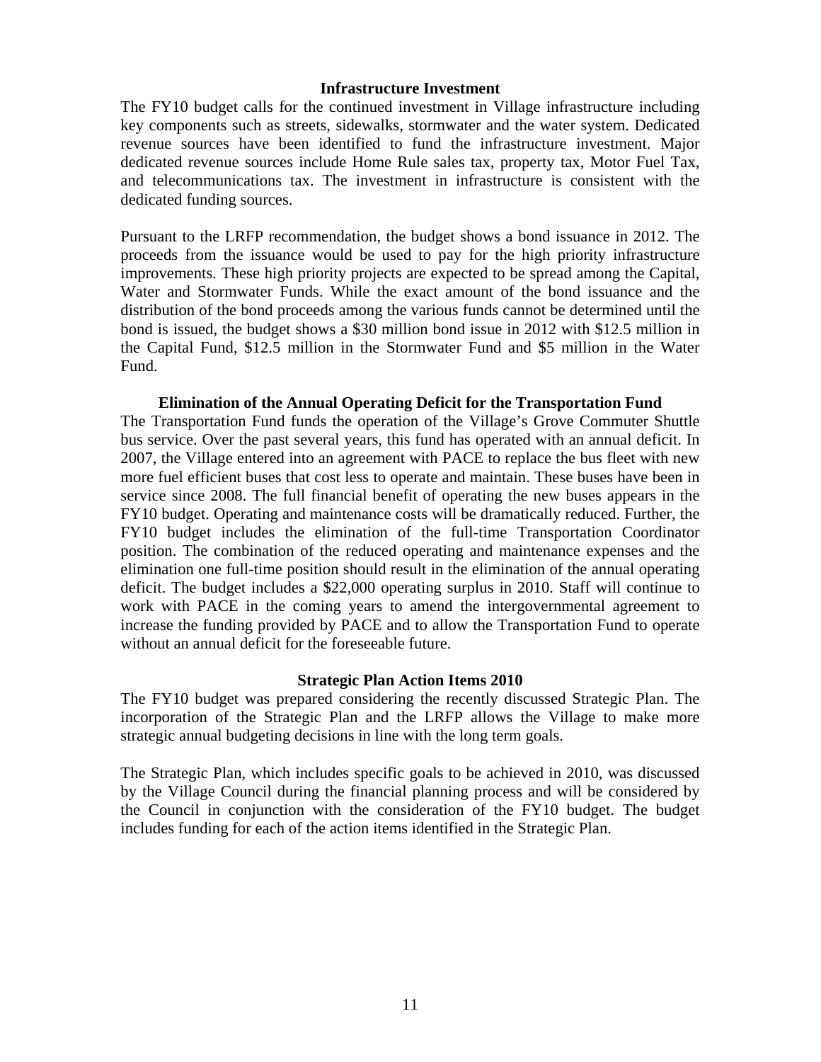## Infrastructure Investment

The FY10 budget calls for the continued investment in Village infrastructure including key components such as streets, sidewalks, stormwater and the water system. Dedicated revenue sources have been identified to fund the infrastructure investment. Major dedicated revenue sources include Home Rule sales tax, property tax, Motor Fuel Tax, and telecommunications tax. The investment in infrastructure is consistent with the dedicated funding sources.

Pursuant to the LRFP recommendation, the budget shows a bond issuance in 2012. The proceeds from the issuance would be used to pay for the high priority infrastructure improvements. These high priority projects are expected to be spread among the Capital, Water and Stormwater Funds. While the exact amount of the bond issuance and the distribution of the bond proceeds among the various funds cannot be determined until the bond is issued, the budget shows a $30 million bond issue in 2012 with $12.5 million in the Capital Fund, $12.5 million in the Stormwater Fund and $5 million in the Water Fund.

## Elimination of the Annual Operating Deficit for the Transportation Fund

The Transportation Fund funds the operation of the Village's Grove Commuter Shuttle bus service. Over the past several years, this fund has operated with an annual deficit. In 2007, the Village entered into an agreement with PACE to replace the bus fleet with new more fuel efficient buses that cost less to operate and maintain. These buses have been in service since 2008. The full financial benefit of operating the new buses appears in the FY10 budget. Operating and maintenance costs will be dramatically reduced. Further, the FY10 budget includes the elimination of the full-time Transportation Coordinator position. The combination of the reduced operating and maintenance expenses and the elimination one full-time position should result in the elimination of the annual operating deficit. The budget includes a $22,000 operating surplus in 2010. Staff will continue to work with PACE in the coming years to amend the intergovernmental agreement to increase the funding provided by PACE and to allow the Transportation Fund to operate without an annual deficit for the foreseeable future.

## Strategic Plan Action Items 2010

The FY10 budget was prepared considering the recently discussed Strategic Plan. The incorporation of the Strategic Plan and the LRFP allows the Village to make more strategic annual budgeting decisions in line with the long term goals.

The Strategic Plan, which includes specific goals to be achieved in 2010, was discussed by the Village Council during the financial planning process and will be considered by the Council in conjunction with the consideration of the FY10 budget. The budget includes funding for each of the action items identified in the Strategic Plan.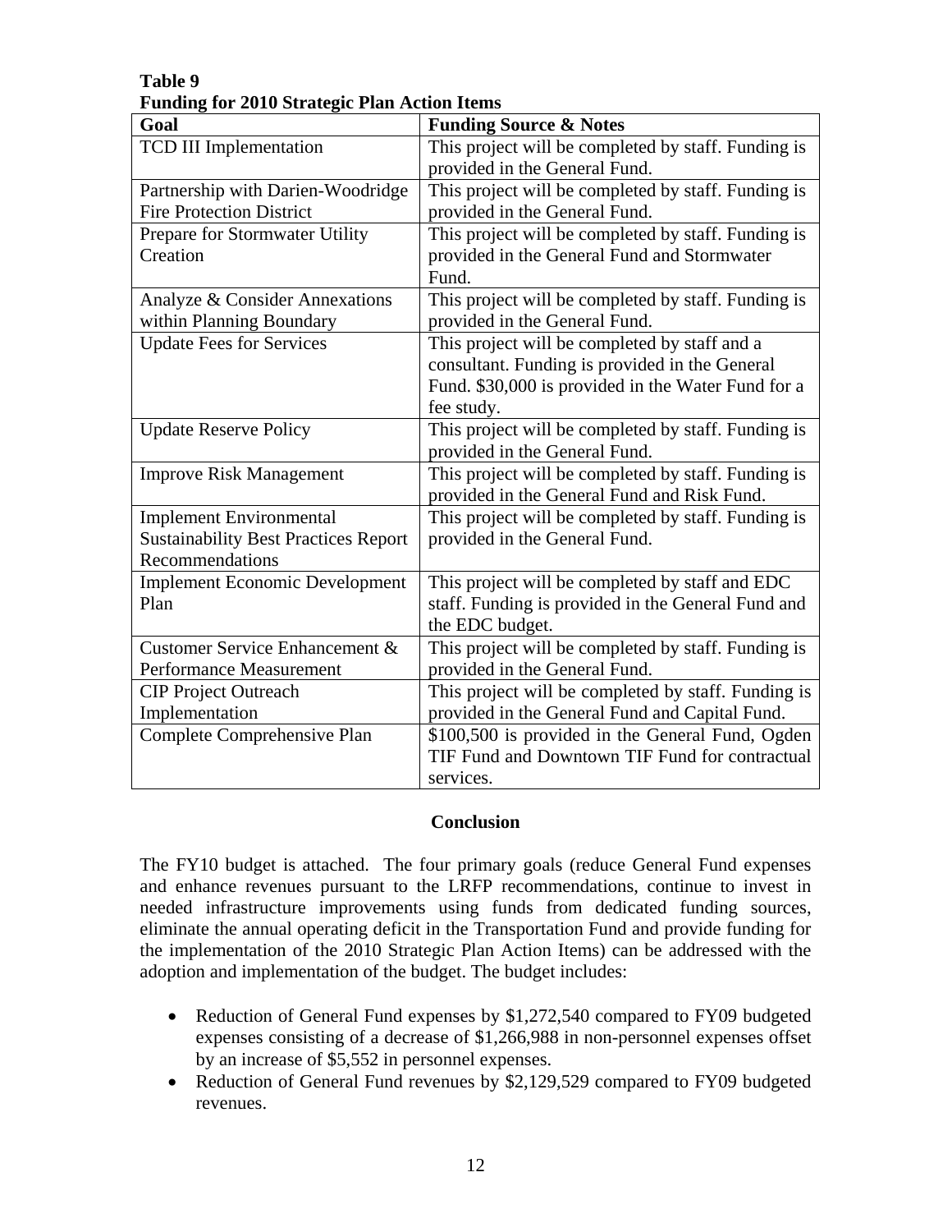**Table 9**
**Funding for 2010 Strategic Plan Action Items**

| Goal | Funding Source & Notes |
|---|---|
| TCD III Implementation | This project will be completed by staff. Funding is provided in the General Fund. |
| Partnership with Darien-Woodridge Fire Protection District | This project will be completed by staff. Funding is provided in the General Fund. |
| Prepare for Stormwater Utility Creation | This project will be completed by staff. Funding is provided in the General Fund and Stormwater Fund. |
| Analyze & Consider Annexations within Planning Boundary | This project will be completed by staff. Funding is provided in the General Fund. |
| Update Fees for Services | This project will be completed by staff and a consultant. Funding is provided in the General Fund. $30,000 is provided in the Water Fund for a fee study. |
| Update Reserve Policy | This project will be completed by staff. Funding is provided in the General Fund. |
| Improve Risk Management | This project will be completed by staff. Funding is provided in the General Fund and Risk Fund. |
| Implement Environmental Sustainability Best Practices Report Recommendations | This project will be completed by staff. Funding is provided in the General Fund. |
| Implement Economic Development Plan | This project will be completed by staff and EDC staff. Funding is provided in the General Fund and the EDC budget. |
| Customer Service Enhancement & Performance Measurement | This project will be completed by staff. Funding is provided in the General Fund. |
| CIP Project Outreach Implementation | This project will be completed by staff. Funding is provided in the General Fund and Capital Fund. |
| Complete Comprehensive Plan | $100,500 is provided in the General Fund, Ogden TIF Fund and Downtown TIF Fund for contractual services. |

## Conclusion

The FY10 budget is attached. The four primary goals (reduce General Fund expenses and enhance revenues pursuant to the LRFP recommendations, continue to invest in needed infrastructure improvements using funds from dedicated funding sources, eliminate the annual operating deficit in the Transportation Fund and provide funding for the implementation of the 2010 Strategic Plan Action Items) can be addressed with the adoption and implementation of the budget. The budget includes:

- Reduction of General Fund expenses by $1,272,540 compared to FY09 budgeted expenses consisting of a decrease of $1,266,988 in non-personnel expenses offset by an increase of $5,552 in personnel expenses.
- Reduction of General Fund revenues by $2,129,529 compared to FY09 budgeted revenues.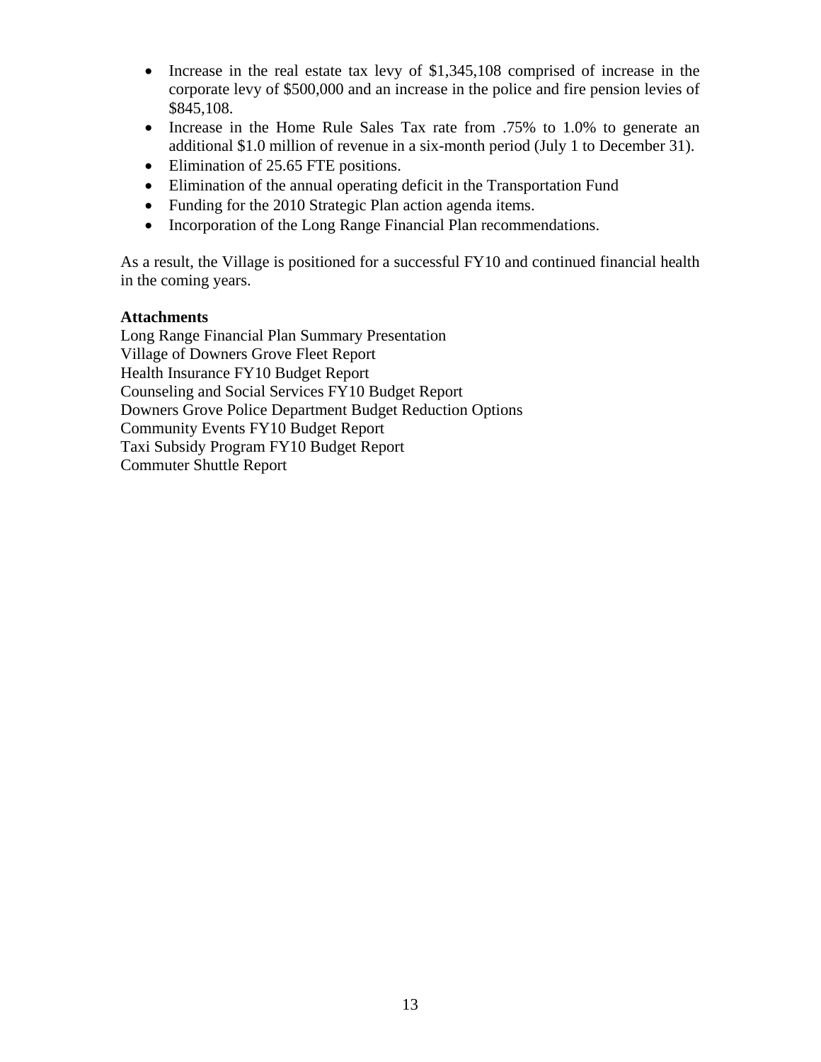- Increase in the real estate tax levy of $1,345,108 comprised of increase in the corporate levy of $500,000 and an increase in the police and fire pension levies of $845,108.
- Increase in the Home Rule Sales Tax rate from .75% to 1.0% to generate an additional $1.0 million of revenue in a six-month period (July 1 to December 31).
- Elimination of 25.65 FTE positions.
- Elimination of the annual operating deficit in the Transportation Fund
- Funding for the 2010 Strategic Plan action agenda items.
- Incorporation of the Long Range Financial Plan recommendations.

As a result, the Village is positioned for a successful FY10 and continued financial health in the coming years.

**Attachments**

Long Range Financial Plan Summary Presentation
Village of Downers Grove Fleet Report
Health Insurance FY10 Budget Report
Counseling and Social Services FY10 Budget Report
Downers Grove Police Department Budget Reduction Options
Community Events FY10 Budget Report
Taxi Subsidy Program FY10 Budget Report
Commuter Shuttle Report